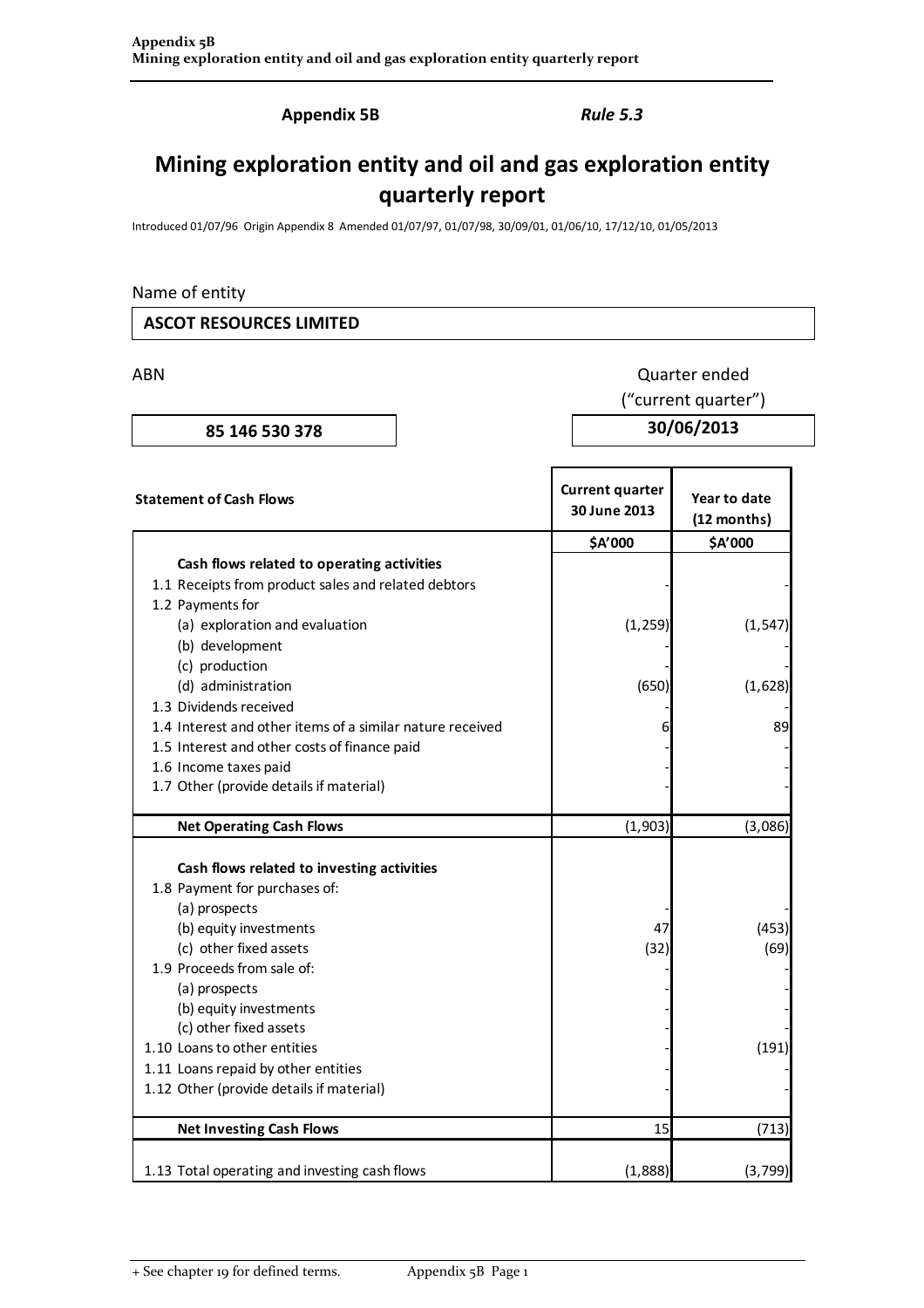**Appendix 5B** *Rule 5.3*

# Mining exploration entity and oil and gas exploration entity quarterly report

Introduced 01/07/96 Origin Appendix 8 Amended 01/07/97, 01/07/98, 30/09/01, 01/06/10, 17/12/10, 01/05/2013

Name of entity

**ASCOT RESOURCES LIMITED**

| ABN | Quarter ended ("current quarter") |
|---|---|
| **85 146 530 378** | **30/06/2013** |

| Statement of Cash Flows | Current quarter 30 June 2013 | Year to date (12 months) |
|---|---|---|
| | $A'000 | $A'000 |
| **Cash flows related to operating activities** | | |
| 1.1 Receipts from product sales and related debtors | - | - |
| 1.2 Payments for | | |
| (a) exploration and evaluation | (1,259) | (1,547) |
| (b) development | - | - |
| (c) production | - | - |
| (d) administration | (650) | (1,628) |
| 1.3 Dividends received | - | - |
| 1.4 Interest and other items of a similar nature received | 6 | 89 |
| 1.5 Interest and other costs of finance paid | - | - |
| 1.6 Income taxes paid | - | - |
| 1.7 Other (provide details if material) | - | - |
| **Net Operating Cash Flows** | (1,903) | (3,086) |
| **Cash flows related to investing activities** | | |
| 1.8 Payment for purchases of: | | |
| (a) prospects | - | - |
| (b) equity investments | 47 | (453) |
| (c) other fixed assets | (32) | (69) |
| 1.9 Proceeds from sale of: | | |
| (a) prospects | - | - |
| (b) equity investments | - | - |
| (c) other fixed assets | - | - |
| 1.10 Loans to other entities | - | (191) |
| 1.11 Loans repaid by other entities | - | - |
| 1.12 Other (provide details if material) | - | - |
| **Net Investing Cash Flows** | 15 | (713) |
| 1.13 Total operating and investing cash flows | (1,888) | (3,799) |

+ See chapter 19 for defined terms.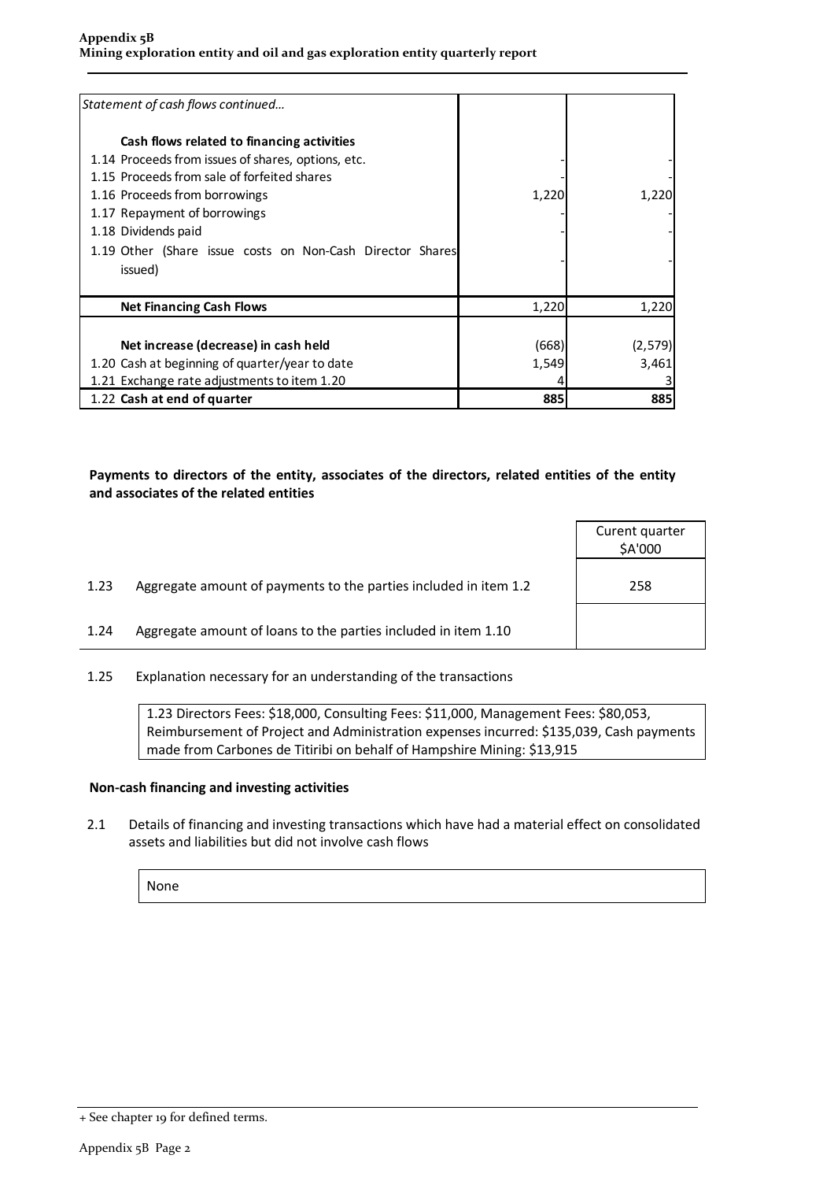| *Statement of cash flows continued…* | | |
|---|---|---|
| **Cash flows related to financing activities** | | |
| 1.14 Proceeds from issues of shares, options, etc. | - | - |
| 1.15 Proceeds from sale of forfeited shares | - | - |
| 1.16 Proceeds from borrowings | 1,220 | 1,220 |
| 1.17 Repayment of borrowings | - | - |
| 1.18 Dividends paid | - | - |
| 1.19 Other (Share issue costs on Non-Cash Director Shares issued) | - | - |
| **Net Financing Cash Flows** | 1,220 | 1,220 |
| **Net increase (decrease) in cash held** | (668) | (2,579) |
| 1.20 Cash at beginning of quarter/year to date | 1,549 | 3,461 |
| 1.21 Exchange rate adjustments to item 1.20 | 4 | 3 |
| 1.22 **Cash at end of quarter** | **885** | **885** |

**Payments to directors of the entity, associates of the directors, related entities of the entity and associates of the related entities**

| | | Curent quarter $A'000 |
|---|---|---|
| 1.23 | Aggregate amount of payments to the parties included in item 1.2 | 258 |
| 1.24 | Aggregate amount of loans to the parties included in item 1.10 | |

1.25 Explanation necessary for an understanding of the transactions

1.23 Directors Fees: $18,000, Consulting Fees: $11,000, Management Fees: $80,053, Reimbursement of Project and Administration expenses incurred: $135,039, Cash payments made from Carbones de Titiribi on behalf of Hampshire Mining: $13,915

**Non-cash financing and investing activities**

2.1 Details of financing and investing transactions which have had a material effect on consolidated assets and liabilities but did not involve cash flows

None

+ See chapter 19 for defined terms.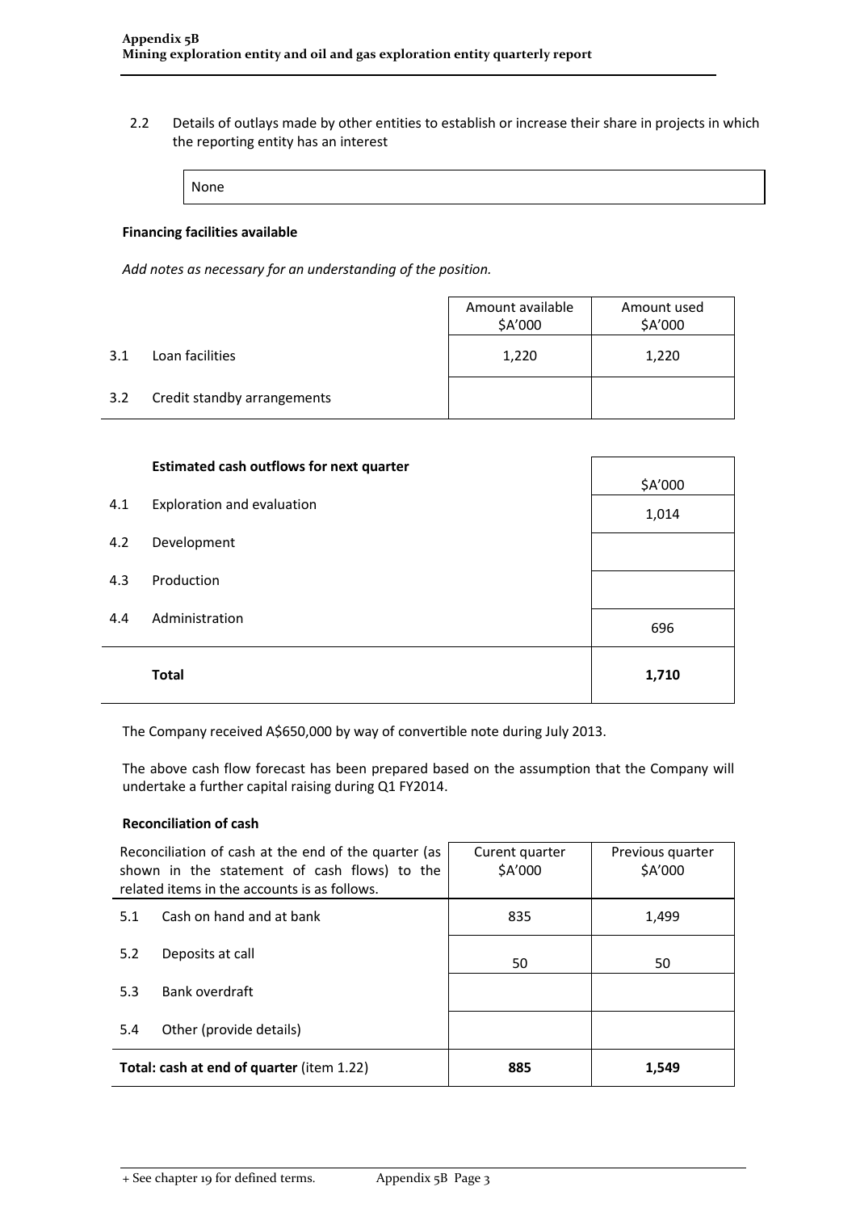2.2 Details of outlays made by other entities to establish or increase their share in projects in which the reporting entity has an interest

| None |
|---|

**Financing facilities available**

*Add notes as necessary for an understanding of the position.*

| | | Amount available $A'000 | Amount used $A'000 |
|---|---|---|---|
| 3.1 | Loan facilities | 1,220 | 1,220 |
| 3.2 | Credit standby arrangements | | |

| | **Estimated cash outflows for next quarter** | $A'000 |
|---|---|---|
| 4.1 | Exploration and evaluation | 1,014 |
| 4.2 | Development | |
| 4.3 | Production | |
| 4.4 | Administration | 696 |
| | **Total** | **1,710** |

The Company received A$650,000 by way of convertible note during July 2013.

The above cash flow forecast has been prepared based on the assumption that the Company will undertake a further capital raising during Q1 FY2014.

**Reconciliation of cash**

| Reconciliation of cash at the end of the quarter (as shown in the statement of cash flows) to the related items in the accounts is as follows. | | Curent quarter $A'000 | Previous quarter $A'000 |
|---|---|---|---|
| 5.1 | Cash on hand and at bank | 835 | 1,499 |
| 5.2 | Deposits at call | 50 | 50 |
| 5.3 | Bank overdraft | | |
| 5.4 | Other (provide details) | | |
| **Total: cash at end of quarter** (item 1.22) | | **885** | **1,549** |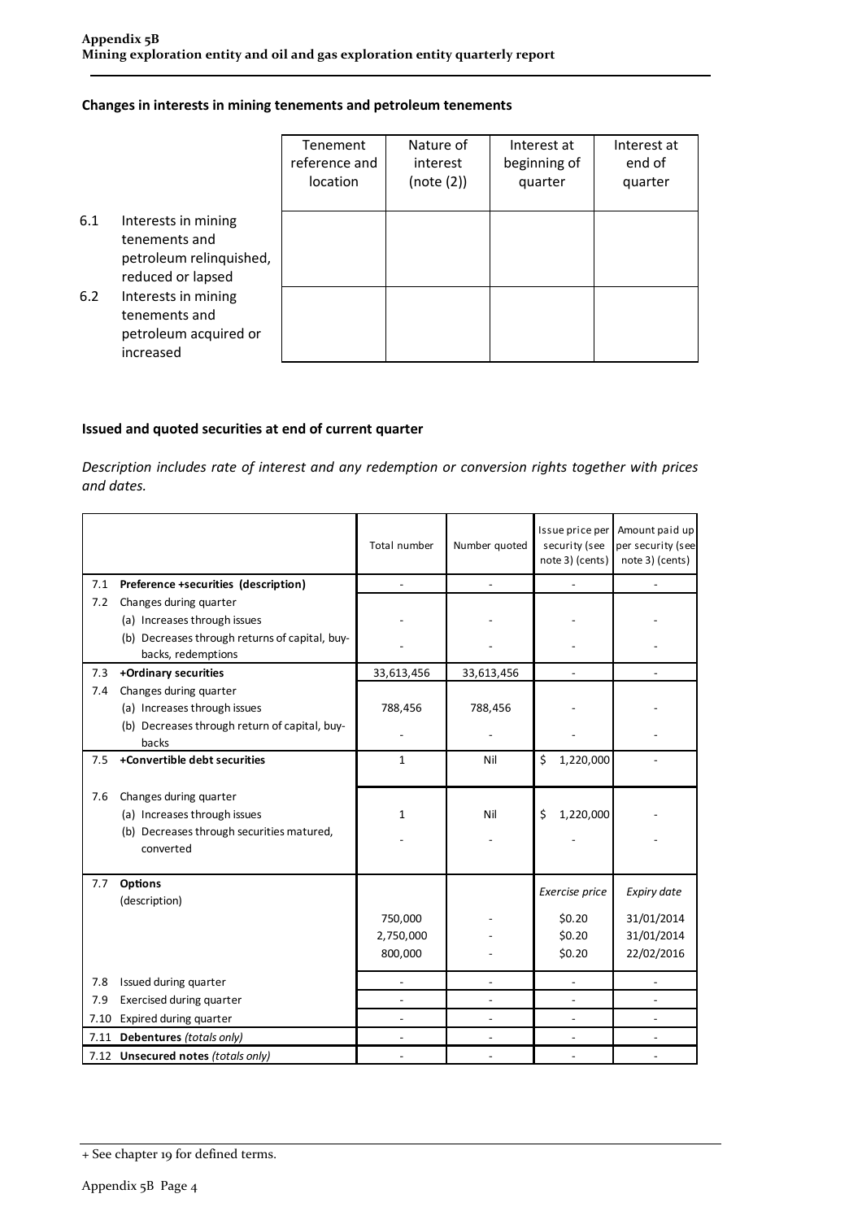## Changes in interests in mining tenements and petroleum tenements

| | | Tenement reference and location | Nature of interest (note (2)) | Interest at beginning of quarter | Interest at end of quarter |
|---|---|---|---|---|---|
| 6.1 | Interests in mining tenements and petroleum relinquished, reduced or lapsed | | | | |
| 6.2 | Interests in mining tenements and petroleum acquired or increased | | | | |

## Issued and quoted securities at end of current quarter

*Description includes rate of interest and any redemption or conversion rights together with prices and dates.*

| | | Total number | Number quoted | Issue price per security (see note 3) (cents) | Amount paid up per security (see note 3) (cents) |
|---|---|---|---|---|---|
| 7.1 | **Preference +securities (description)** | - | - | - | - |
| 7.2 | Changes during quarter | | | | |
| | (a) Increases through issues | - | - | - | - |
| | (b) Decreases through returns of capital, buy-backs, redemptions | - | - | - | - |
| 7.3 | **+Ordinary securities** | 33,613,456 | 33,613,456 | - | - |
| 7.4 | Changes during quarter | | | | |
| | (a) Increases through issues | 788,456 | 788,456 | - | - |
| | (b) Decreases through return of capital, buy-backs | - | - | - | - |
| 7.5 | **+Convertible debt securities** | 1 | Nil | $ 1,220,000 | - |
| 7.6 | Changes during quarter | | | | |
| | (a) Increases through issues | 1 | Nil | $ 1,220,000 | - |
| | (b) Decreases through securities matured, converted | - | - | - | - |
| 7.7 | **Options** (description) | | | *Exercise price* | *Expiry date* |
| | | 750,000 | - | $0.20 | 31/01/2014 |
| | | 2,750,000 | - | $0.20 | 31/01/2014 |
| | | 800,000 | - | $0.20 | 22/02/2016 |
| 7.8 | Issued during quarter | - | - | - | - |
| 7.9 | Exercised during quarter | - | - | - | - |
| 7.10 | Expired during quarter | - | - | - | - |
| 7.11 | **Debentures** *(totals only)* | - | - | - | - |
| 7.12 | **Unsecured notes** *(totals only)* | - | - | - | - |

+ See chapter 19 for defined terms.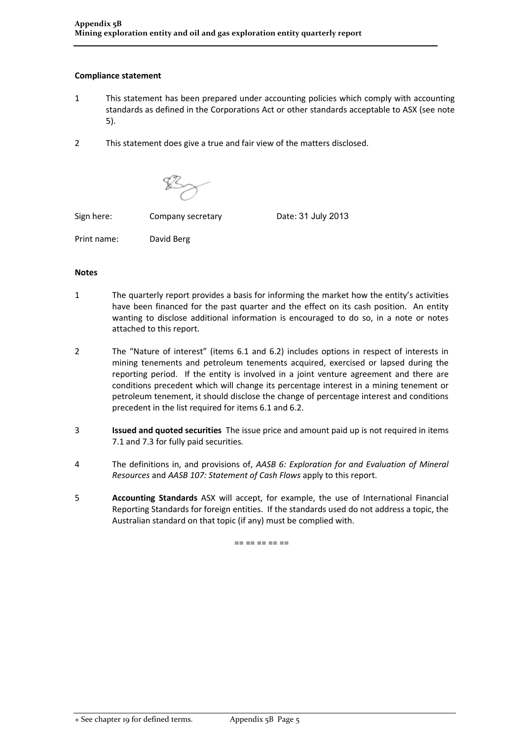**Compliance statement**

1. This statement has been prepared under accounting policies which comply with accounting standards as defined in the Corporations Act or other standards acceptable to ASX (see note 5).

2. This statement does give a true and fair view of the matters disclosed.

Sign here: Company secretary Date: 31 July 2013

Print name: David Berg

**Notes**

1. The quarterly report provides a basis for informing the market how the entity's activities have been financed for the past quarter and the effect on its cash position. An entity wanting to disclose additional information is encouraged to do so, in a note or notes attached to this report.

2. The "Nature of interest" (items 6.1 and 6.2) includes options in respect of interests in mining tenements and petroleum tenements acquired, exercised or lapsed during the reporting period. If the entity is involved in a joint venture agreement and there are conditions precedent which will change its percentage interest in a mining tenement or petroleum tenement, it should disclose the change of percentage interest and conditions precedent in the list required for items 6.1 and 6.2.

3. **Issued and quoted securities** The issue price and amount paid up is not required in items 7.1 and 7.3 for fully paid securities.

4. The definitions in, and provisions of, *AASB 6: Exploration for and Evaluation of Mineral Resources* and *AASB 107: Statement of Cash Flows* apply to this report.

5. **Accounting Standards** ASX will accept, for example, the use of International Financial Reporting Standards for foreign entities. If the standards used do not address a topic, the Australian standard on that topic (if any) must be complied with.

== == == == ==